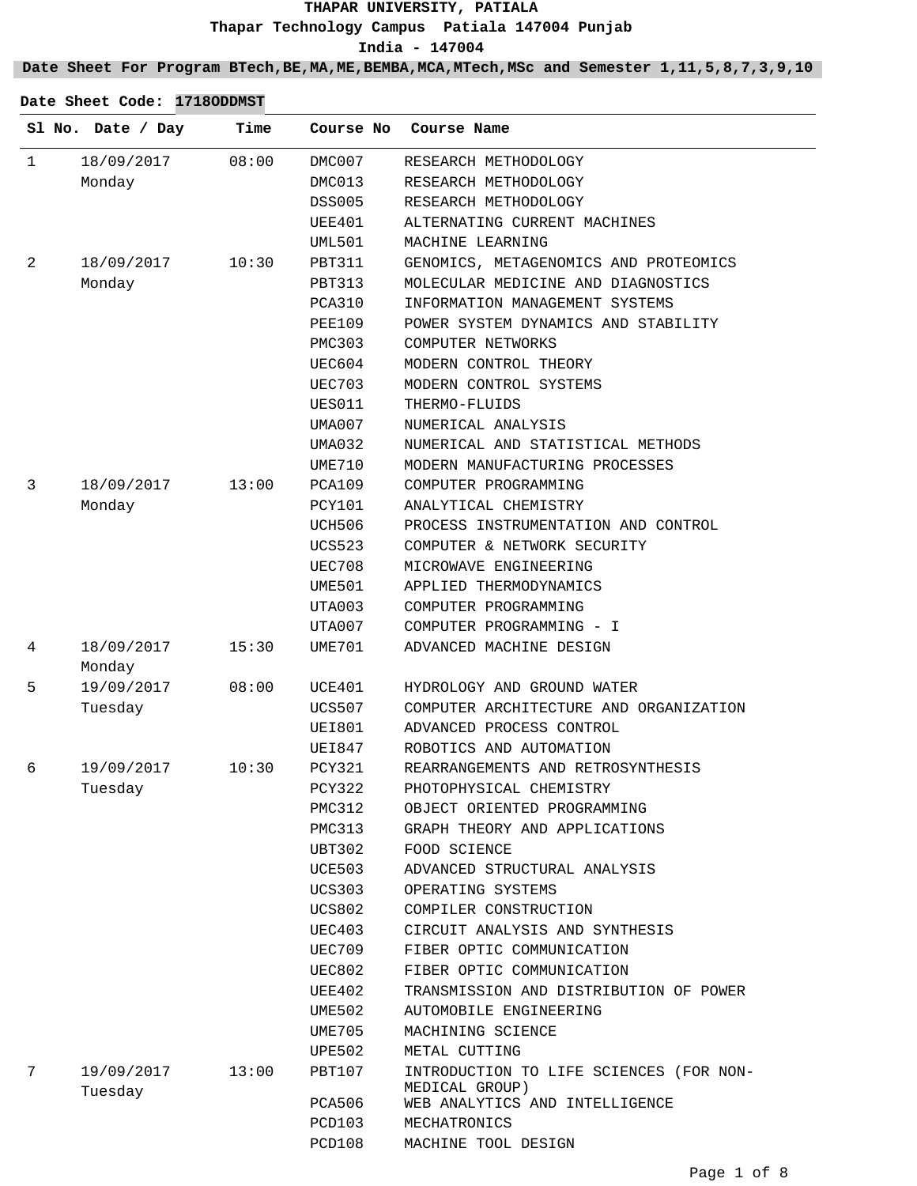# THAPAR UNIVERSITY, PATIALA

Thapar Technology Campus Patiala 147004 Punjab

India - 147004

**Date Sheet For Program BTech,BE,MA,ME,BEMBA,MCA,MTech,MSc and Semester 1,11,5,8,7,3,9,10**

**Date Sheet Code: 1718ODDMST**

| Sl No. | Date / Day | Time | Course No | Course Name |
|---|---|---|---|---|
| 1 | 18/09/2017 Monday | 08:00 | DMC007 | RESEARCH METHODOLOGY |
| | | | DMC013 | RESEARCH METHODOLOGY |
| | | | DSS005 | RESEARCH METHODOLOGY |
| | | | UEE401 | ALTERNATING CURRENT MACHINES |
| | | | UML501 | MACHINE LEARNING |
| 2 | 18/09/2017 Monday | 10:30 | PBT311 | GENOMICS, METAGENOMICS AND PROTEOMICS |
| | | | PBT313 | MOLECULAR MEDICINE AND DIAGNOSTICS |
| | | | PCA310 | INFORMATION MANAGEMENT SYSTEMS |
| | | | PEE109 | POWER SYSTEM DYNAMICS AND STABILITY |
| | | | PMC303 | COMPUTER NETWORKS |
| | | | UEC604 | MODERN CONTROL THEORY |
| | | | UEC703 | MODERN CONTROL SYSTEMS |
| | | | UES011 | THERMO-FLUIDS |
| | | | UMA007 | NUMERICAL ANALYSIS |
| | | | UMA032 | NUMERICAL AND STATISTICAL METHODS |
| | | | UME710 | MODERN MANUFACTURING PROCESSES |
| 3 | 18/09/2017 Monday | 13:00 | PCA109 | COMPUTER PROGRAMMING |
| | | | PCY101 | ANALYTICAL CHEMISTRY |
| | | | UCH506 | PROCESS INSTRUMENTATION AND CONTROL |
| | | | UCS523 | COMPUTER & NETWORK SECURITY |
| | | | UEC708 | MICROWAVE ENGINEERING |
| | | | UME501 | APPLIED THERMODYNAMICS |
| | | | UTA003 | COMPUTER PROGRAMMING |
| | | | UTA007 | COMPUTER PROGRAMMING - I |
| 4 | 18/09/2017 Monday | 15:30 | UME701 | ADVANCED MACHINE DESIGN |
| 5 | 19/09/2017 Tuesday | 08:00 | UCE401 | HYDROLOGY AND GROUND WATER |
| | | | UCS507 | COMPUTER ARCHITECTURE AND ORGANIZATION |
| | | | UEI801 | ADVANCED PROCESS CONTROL |
| | | | UEI847 | ROBOTICS AND AUTOMATION |
| 6 | 19/09/2017 Tuesday | 10:30 | PCY321 | REARRANGEMENTS AND RETROSYNTHESIS |
| | | | PCY322 | PHOTOPHYSICAL CHEMISTRY |
| | | | PMC312 | OBJECT ORIENTED PROGRAMMING |
| | | | PMC313 | GRAPH THEORY AND APPLICATIONS |
| | | | UBT302 | FOOD SCIENCE |
| | | | UCE503 | ADVANCED STRUCTURAL ANALYSIS |
| | | | UCS303 | OPERATING SYSTEMS |
| | | | UCS802 | COMPILER CONSTRUCTION |
| | | | UEC403 | CIRCUIT ANALYSIS AND SYNTHESIS |
| | | | UEC709 | FIBER OPTIC COMMUNICATION |
| | | | UEC802 | FIBER OPTIC COMMUNICATION |
| | | | UEE402 | TRANSMISSION AND DISTRIBUTION OF POWER |
| | | | UME502 | AUTOMOBILE ENGINEERING |
| | | | UME705 | MACHINING SCIENCE |
| | | | UPE502 | METAL CUTTING |
| 7 | 19/09/2017 Tuesday | 13:00 | PBT107 | INTRODUCTION TO LIFE SCIENCES (FOR NON-MEDICAL GROUP) |
| | | | PCA506 | WEB ANALYTICS AND INTELLIGENCE |
| | | | PCD103 | MECHATRONICS |
| | | | PCD108 | MACHINE TOOL DESIGN |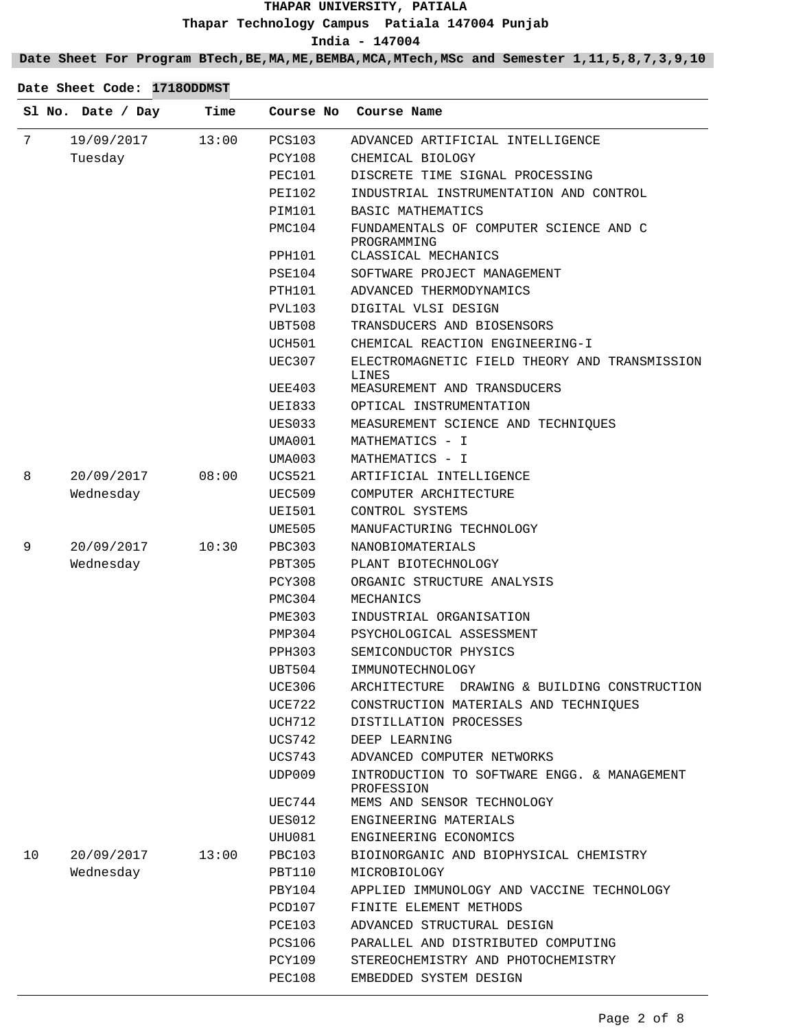**THAPAR UNIVERSITY, PATIALA**

**Thapar Technology Campus Patiala 147004 Punjab**

**India - 147004**

**Date Sheet For Program BTech,BE,MA,ME,BEMBA,MCA,MTech,MSc and Semester 1,11,5,8,7,3,9,10**

**Date Sheet Code: 1718ODDMST**

| Sl No. | Date / Day | Time | Course No | Course Name |
|---|---|---|---|---|
| 7 | 19/09/2017 Tuesday | 13:00 | PCS103 | ADVANCED ARTIFICIAL INTELLIGENCE |
| | | | PCY108 | CHEMICAL BIOLOGY |
| | | | PEC101 | DISCRETE TIME SIGNAL PROCESSING |
| | | | PEI102 | INDUSTRIAL INSTRUMENTATION AND CONTROL |
| | | | PIM101 | BASIC MATHEMATICS |
| | | | PMC104 | FUNDAMENTALS OF COMPUTER SCIENCE AND C PROGRAMMING |
| | | | PPH101 | CLASSICAL MECHANICS |
| | | | PSE104 | SOFTWARE PROJECT MANAGEMENT |
| | | | PTH101 | ADVANCED THERMODYNAMICS |
| | | | PVL103 | DIGITAL VLSI DESIGN |
| | | | UBT508 | TRANSDUCERS AND BIOSENSORS |
| | | | UCH501 | CHEMICAL REACTION ENGINEERING-I |
| | | | UEC307 | ELECTROMAGNETIC FIELD THEORY AND TRANSMISSION LINES |
| | | | UEE403 | MEASUREMENT AND TRANSDUCERS |
| | | | UEI833 | OPTICAL INSTRUMENTATION |
| | | | UES033 | MEASUREMENT SCIENCE AND TECHNIQUES |
| | | | UMA001 | MATHEMATICS - I |
| | | | UMA003 | MATHEMATICS - I |
| 8 | 20/09/2017 Wednesday | 08:00 | UCS521 | ARTIFICIAL INTELLIGENCE |
| | | | UEC509 | COMPUTER ARCHITECTURE |
| | | | UEI501 | CONTROL SYSTEMS |
| | | | UME505 | MANUFACTURING TECHNOLOGY |
| 9 | 20/09/2017 Wednesday | 10:30 | PBC303 | NANOBIOMATERIALS |
| | | | PBT305 | PLANT BIOTECHNOLOGY |
| | | | PCY308 | ORGANIC STRUCTURE ANALYSIS |
| | | | PMC304 | MECHANICS |
| | | | PME303 | INDUSTRIAL ORGANISATION |
| | | | PMP304 | PSYCHOLOGICAL ASSESSMENT |
| | | | PPH303 | SEMICONDUCTOR PHYSICS |
| | | | UBT504 | IMMUNOTECHNOLOGY |
| | | | UCE306 | ARCHITECTURE DRAWING & BUILDING CONSTRUCTION |
| | | | UCE722 | CONSTRUCTION MATERIALS AND TECHNIQUES |
| | | | UCH712 | DISTILLATION PROCESSES |
| | | | UCS742 | DEEP LEARNING |
| | | | UCS743 | ADVANCED COMPUTER NETWORKS |
| | | | UDP009 | INTRODUCTION TO SOFTWARE ENGG. & MANAGEMENT PROFESSION |
| | | | UEC744 | MEMS AND SENSOR TECHNOLOGY |
| | | | UES012 | ENGINEERING MATERIALS |
| | | | UHU081 | ENGINEERING ECONOMICS |
| 10 | 20/09/2017 Wednesday | 13:00 | PBC103 | BIOINORGANIC AND BIOPHYSICAL CHEMISTRY |
| | | | PBT110 | MICROBIOLOGY |
| | | | PBY104 | APPLIED IMMUNOLOGY AND VACCINE TECHNOLOGY |
| | | | PCD107 | FINITE ELEMENT METHODS |
| | | | PCE103 | ADVANCED STRUCTURAL DESIGN |
| | | | PCS106 | PARALLEL AND DISTRIBUTED COMPUTING |
| | | | PCY109 | STEREOCHEMISTRY AND PHOTOCHEMISTRY |
| | | | PEC108 | EMBEDDED SYSTEM DESIGN |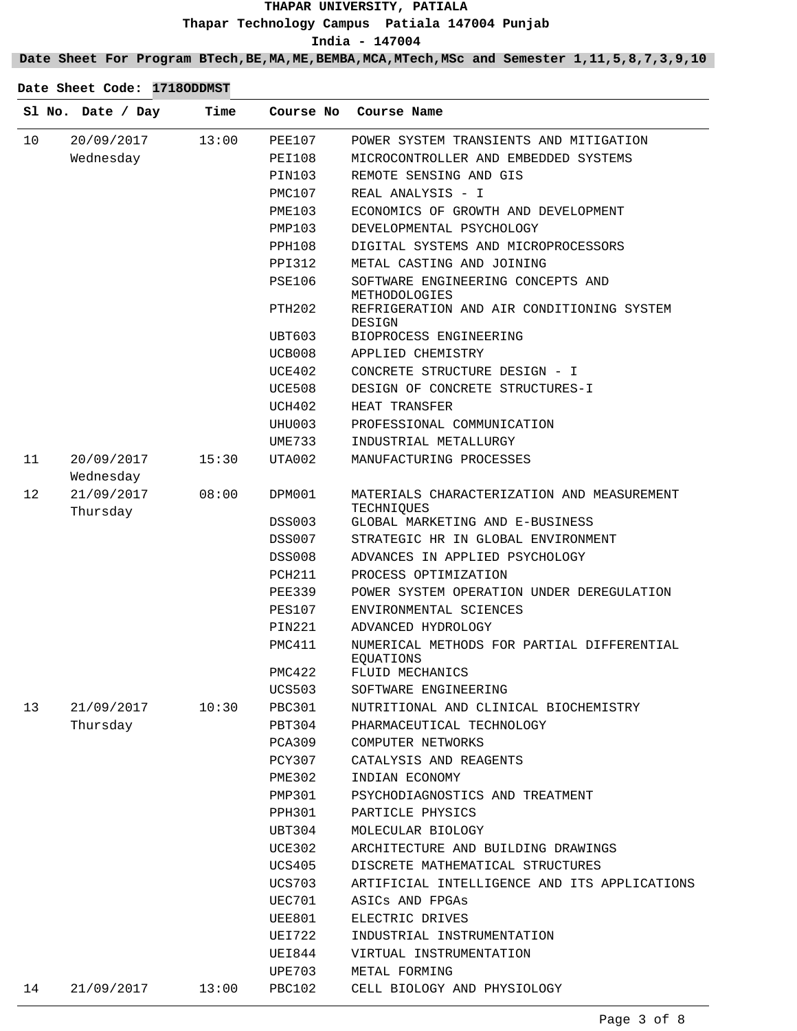**THAPAR UNIVERSITY, PATIALA**
**Thapar Technology Campus Patiala 147004 Punjab**
**India - 147004**

**Date Sheet For Program BTech,BE,MA,ME,BEMBA,MCA,MTech,MSc and Semester 1,11,5,8,7,3,9,10**

**Date Sheet Code: 1718ODDMST**

| Sl No. | Date / Day | Time | Course No | Course Name |
|---|---|---|---|---|
| 10 | 20/09/2017 Wednesday | 13:00 | PEE107 | POWER SYSTEM TRANSIENTS AND MITIGATION |
| | | | PEI108 | MICROCONTROLLER AND EMBEDDED SYSTEMS |
| | | | PIN103 | REMOTE SENSING AND GIS |
| | | | PMC107 | REAL ANALYSIS - I |
| | | | PME103 | ECONOMICS OF GROWTH AND DEVELOPMENT |
| | | | PMP103 | DEVELOPMENTAL PSYCHOLOGY |
| | | | PPH108 | DIGITAL SYSTEMS AND MICROPROCESSORS |
| | | | PPI312 | METAL CASTING AND JOINING |
| | | | PSE106 | SOFTWARE ENGINEERING CONCEPTS AND METHODOLOGIES |
| | | | PTH202 | REFRIGERATION AND AIR CONDITIONING SYSTEM DESIGN |
| | | | UBT603 | BIOPROCESS ENGINEERING |
| | | | UCB008 | APPLIED CHEMISTRY |
| | | | UCE402 | CONCRETE STRUCTURE DESIGN - I |
| | | | UCE508 | DESIGN OF CONCRETE STRUCTURES-I |
| | | | UCH402 | HEAT TRANSFER |
| | | | UHU003 | PROFESSIONAL COMMUNICATION |
| | | | UME733 | INDUSTRIAL METALLURGY |
| 11 | 20/09/2017 Wednesday | 15:30 | UTA002 | MANUFACTURING PROCESSES |
| 12 | 21/09/2017 Thursday | 08:00 | DPM001 | MATERIALS CHARACTERIZATION AND MEASUREMENT TECHNIQUES |
| | | | DSS003 | GLOBAL MARKETING AND E-BUSINESS |
| | | | DSS007 | STRATEGIC HR IN GLOBAL ENVIRONMENT |
| | | | DSS008 | ADVANCES IN APPLIED PSYCHOLOGY |
| | | | PCH211 | PROCESS OPTIMIZATION |
| | | | PEE339 | POWER SYSTEM OPERATION UNDER DEREGULATION |
| | | | PES107 | ENVIRONMENTAL SCIENCES |
| | | | PIN221 | ADVANCED HYDROLOGY |
| | | | PMC411 | NUMERICAL METHODS FOR PARTIAL DIFFERENTIAL EQUATIONS |
| | | | PMC422 | FLUID MECHANICS |
| | | | UCS503 | SOFTWARE ENGINEERING |
| 13 | 21/09/2017 Thursday | 10:30 | PBC301 | NUTRITIONAL AND CLINICAL BIOCHEMISTRY |
| | | | PBT304 | PHARMACEUTICAL TECHNOLOGY |
| | | | PCA309 | COMPUTER NETWORKS |
| | | | PCY307 | CATALYSIS AND REAGENTS |
| | | | PME302 | INDIAN ECONOMY |
| | | | PMP301 | PSYCHODIAGNOSTICS AND TREATMENT |
| | | | PPH301 | PARTICLE PHYSICS |
| | | | UBT304 | MOLECULAR BIOLOGY |
| | | | UCE302 | ARCHITECTURE AND BUILDING DRAWINGS |
| | | | UCS405 | DISCRETE MATHEMATICAL STRUCTURES |
| | | | UCS703 | ARTIFICIAL INTELLIGENCE AND ITS APPLICATIONS |
| | | | UEC701 | ASICs AND FPGAs |
| | | | UEE801 | ELECTRIC DRIVES |
| | | | UEI722 | INDUSTRIAL INSTRUMENTATION |
| | | | UEI844 | VIRTUAL INSTRUMENTATION |
| | | | UPE703 | METAL FORMING |
| 14 | 21/09/2017 | 13:00 | PBC102 | CELL BIOLOGY AND PHYSIOLOGY |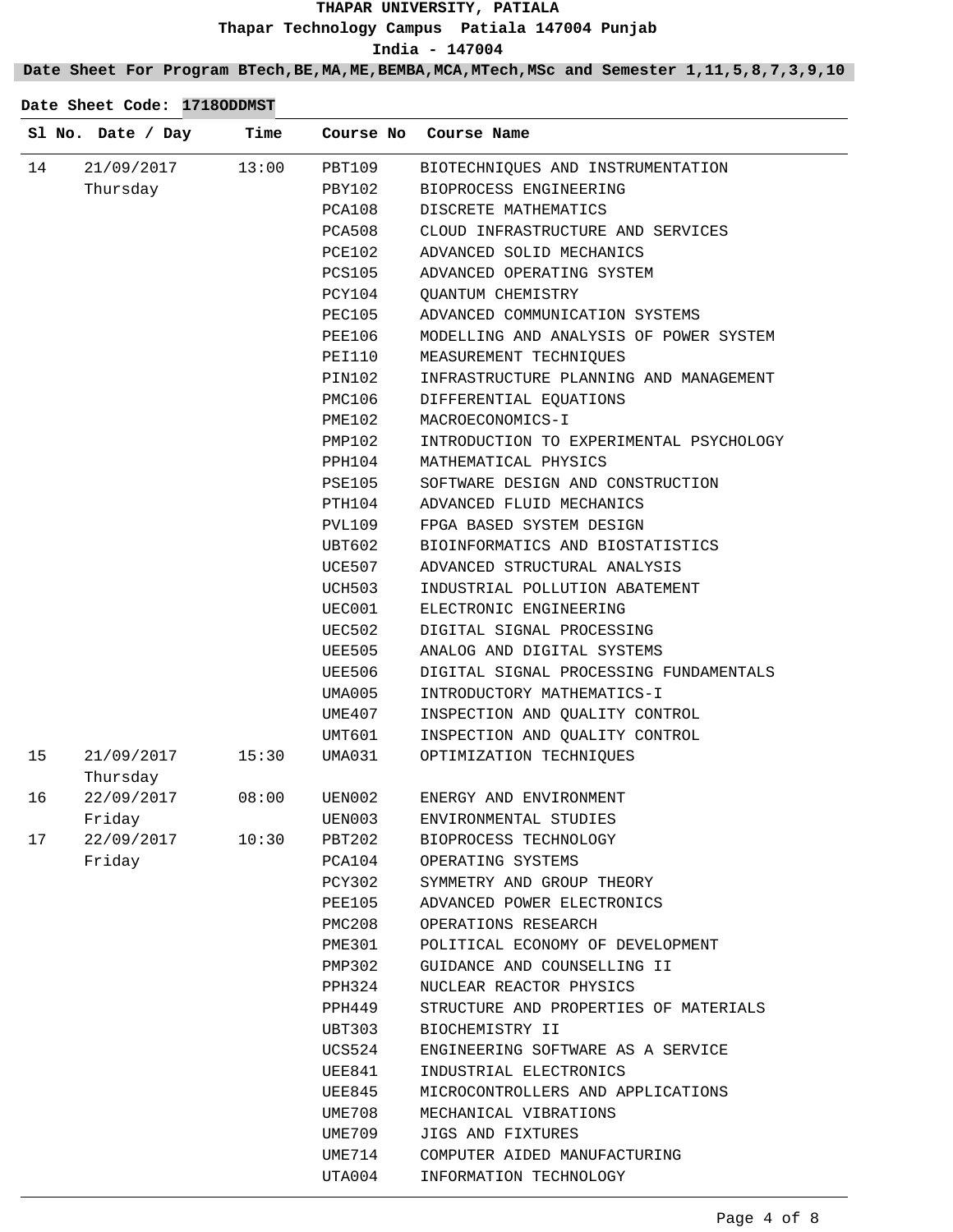**THAPAR UNIVERSITY, PATIALA**

**Thapar Technology Campus Patiala 147004 Punjab**

**India - 147004**

**Date Sheet For Program BTech,BE,MA,ME,BEMBA,MCA,MTech,MSc and Semester 1,11,5,8,7,3,9,10**

**Date Sheet Code: 1718ODDMST**

| Sl No. | Date / Day | Time | Course No | Course Name |
|---|---|---|---|---|
| 14 | 21/09/2017 Thursday | 13:00 | PBT109 | BIOTECHNIQUES AND INSTRUMENTATION |
| | | | PBY102 | BIOPROCESS ENGINEERING |
| | | | PCA108 | DISCRETE MATHEMATICS |
| | | | PCA508 | CLOUD INFRASTRUCTURE AND SERVICES |
| | | | PCE102 | ADVANCED SOLID MECHANICS |
| | | | PCS105 | ADVANCED OPERATING SYSTEM |
| | | | PCY104 | QUANTUM CHEMISTRY |
| | | | PEC105 | ADVANCED COMMUNICATION SYSTEMS |
| | | | PEE106 | MODELLING AND ANALYSIS OF POWER SYSTEM |
| | | | PEI110 | MEASUREMENT TECHNIQUES |
| | | | PIN102 | INFRASTRUCTURE PLANNING AND MANAGEMENT |
| | | | PMC106 | DIFFERENTIAL EQUATIONS |
| | | | PME102 | MACROECONOMICS-I |
| | | | PMP102 | INTRODUCTION TO EXPERIMENTAL PSYCHOLOGY |
| | | | PPH104 | MATHEMATICAL PHYSICS |
| | | | PSE105 | SOFTWARE DESIGN AND CONSTRUCTION |
| | | | PTH104 | ADVANCED FLUID MECHANICS |
| | | | PVL109 | FPGA BASED SYSTEM DESIGN |
| | | | UBT602 | BIOINFORMATICS AND BIOSTATISTICS |
| | | | UCE507 | ADVANCED STRUCTURAL ANALYSIS |
| | | | UCH503 | INDUSTRIAL POLLUTION ABATEMENT |
| | | | UEC001 | ELECTRONIC ENGINEERING |
| | | | UEC502 | DIGITAL SIGNAL PROCESSING |
| | | | UEE505 | ANALOG AND DIGITAL SYSTEMS |
| | | | UEE506 | DIGITAL SIGNAL PROCESSING FUNDAMENTALS |
| | | | UMA005 | INTRODUCTORY MATHEMATICS-I |
| | | | UME407 | INSPECTION AND QUALITY CONTROL |
| | | | UMT601 | INSPECTION AND QUALITY CONTROL |
| 15 | 21/09/2017 Thursday | 15:30 | UMA031 | OPTIMIZATION TECHNIQUES |
| 16 | 22/09/2017 Friday | 08:00 | UEN002 | ENERGY AND ENVIRONMENT |
| | | | UEN003 | ENVIRONMENTAL STUDIES |
| 17 | 22/09/2017 Friday | 10:30 | PBT202 | BIOPROCESS TECHNOLOGY |
| | | | PCA104 | OPERATING SYSTEMS |
| | | | PCY302 | SYMMETRY AND GROUP THEORY |
| | | | PEE105 | ADVANCED POWER ELECTRONICS |
| | | | PMC208 | OPERATIONS RESEARCH |
| | | | PME301 | POLITICAL ECONOMY OF DEVELOPMENT |
| | | | PMP302 | GUIDANCE AND COUNSELLING II |
| | | | PPH324 | NUCLEAR REACTOR PHYSICS |
| | | | PPH449 | STRUCTURE AND PROPERTIES OF MATERIALS |
| | | | UBT303 | BIOCHEMISTRY II |
| | | | UCS524 | ENGINEERING SOFTWARE AS A SERVICE |
| | | | UEE841 | INDUSTRIAL ELECTRONICS |
| | | | UEE845 | MICROCONTROLLERS AND APPLICATIONS |
| | | | UME708 | MECHANICAL VIBRATIONS |
| | | | UME709 | JIGS AND FIXTURES |
| | | | UME714 | COMPUTER AIDED MANUFACTURING |
| | | | UTA004 | INFORMATION TECHNOLOGY |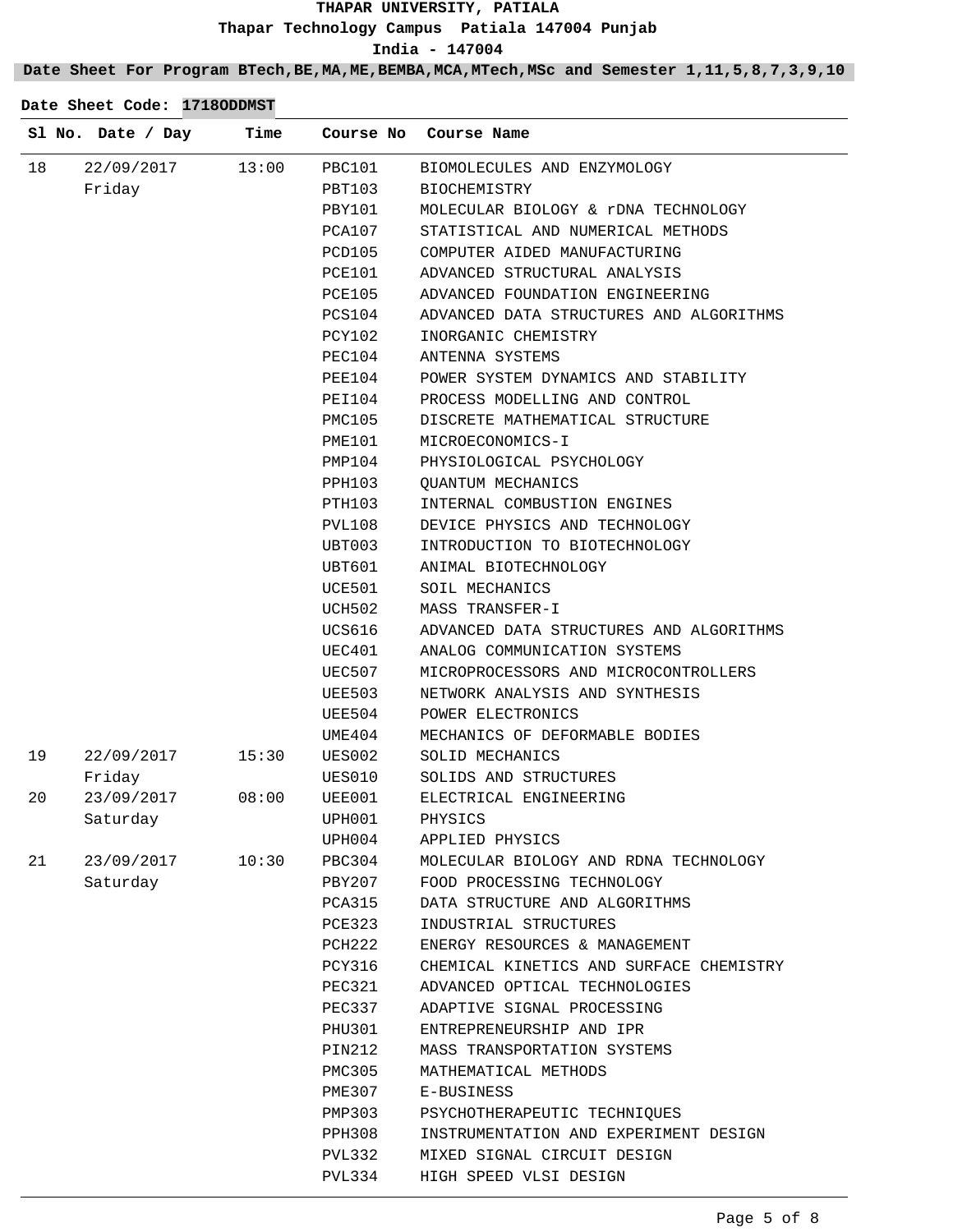**THAPAR UNIVERSITY, PATIALA**

**Thapar Technology Campus Patiala 147004 Punjab**

**India - 147004**

**Date Sheet For Program BTech,BE,MA,ME,BEMBA,MCA,MTech,MSc and Semester 1,11,5,8,7,3,9,10**

**Date Sheet Code: 1718ODDMST**

| Sl No. | Date / Day | Time | Course No | Course Name |
|---|---|---|---|---|
| 18 | 22/09/2017 Friday | 13:00 | PBC101 | BIOMOLECULES AND ENZYMOLOGY |
| | | | PBT103 | BIOCHEMISTRY |
| | | | PBY101 | MOLECULAR BIOLOGY & rDNA TECHNOLOGY |
| | | | PCA107 | STATISTICAL AND NUMERICAL METHODS |
| | | | PCD105 | COMPUTER AIDED MANUFACTURING |
| | | | PCE101 | ADVANCED STRUCTURAL ANALYSIS |
| | | | PCE105 | ADVANCED FOUNDATION ENGINEERING |
| | | | PCS104 | ADVANCED DATA STRUCTURES AND ALGORITHMS |
| | | | PCY102 | INORGANIC CHEMISTRY |
| | | | PEC104 | ANTENNA SYSTEMS |
| | | | PEE104 | POWER SYSTEM DYNAMICS AND STABILITY |
| | | | PEI104 | PROCESS MODELLING AND CONTROL |
| | | | PMC105 | DISCRETE MATHEMATICAL STRUCTURE |
| | | | PME101 | MICROECONOMICS-I |
| | | | PMP104 | PHYSIOLOGICAL PSYCHOLOGY |
| | | | PPH103 | QUANTUM MECHANICS |
| | | | PTH103 | INTERNAL COMBUSTION ENGINES |
| | | | PVL108 | DEVICE PHYSICS AND TECHNOLOGY |
| | | | UBT003 | INTRODUCTION TO BIOTECHNOLOGY |
| | | | UBT601 | ANIMAL BIOTECHNOLOGY |
| | | | UCE501 | SOIL MECHANICS |
| | | | UCH502 | MASS TRANSFER-I |
| | | | UCS616 | ADVANCED DATA STRUCTURES AND ALGORITHMS |
| | | | UEC401 | ANALOG COMMUNICATION SYSTEMS |
| | | | UEC507 | MICROPROCESSORS AND MICROCONTROLLERS |
| | | | UEE503 | NETWORK ANALYSIS AND SYNTHESIS |
| | | | UEE504 | POWER ELECTRONICS |
| | | | UME404 | MECHANICS OF DEFORMABLE BODIES |
| 19 | 22/09/2017 Friday | 15:30 | UES002 | SOLID MECHANICS |
| | | | UES010 | SOLIDS AND STRUCTURES |
| 20 | 23/09/2017 Saturday | 08:00 | UEE001 | ELECTRICAL ENGINEERING |
| | | | UPH001 | PHYSICS |
| | | | UPH004 | APPLIED PHYSICS |
| 21 | 23/09/2017 Saturday | 10:30 | PBC304 | MOLECULAR BIOLOGY AND RDNA TECHNOLOGY |
| | | | PBY207 | FOOD PROCESSING TECHNOLOGY |
| | | | PCA315 | DATA STRUCTURE AND ALGORITHMS |
| | | | PCE323 | INDUSTRIAL STRUCTURES |
| | | | PCH222 | ENERGY RESOURCES & MANAGEMENT |
| | | | PCY316 | CHEMICAL KINETICS AND SURFACE CHEMISTRY |
| | | | PEC321 | ADVANCED OPTICAL TECHNOLOGIES |
| | | | PEC337 | ADAPTIVE SIGNAL PROCESSING |
| | | | PHU301 | ENTREPRENEURSHIP AND IPR |
| | | | PIN212 | MASS TRANSPORTATION SYSTEMS |
| | | | PMC305 | MATHEMATICAL METHODS |
| | | | PME307 | E-BUSINESS |
| | | | PMP303 | PSYCHOTHERAPEUTIC TECHNIQUES |
| | | | PPH308 | INSTRUMENTATION AND EXPERIMENT DESIGN |
| | | | PVL332 | MIXED SIGNAL CIRCUIT DESIGN |
| | | | PVL334 | HIGH SPEED VLSI DESIGN |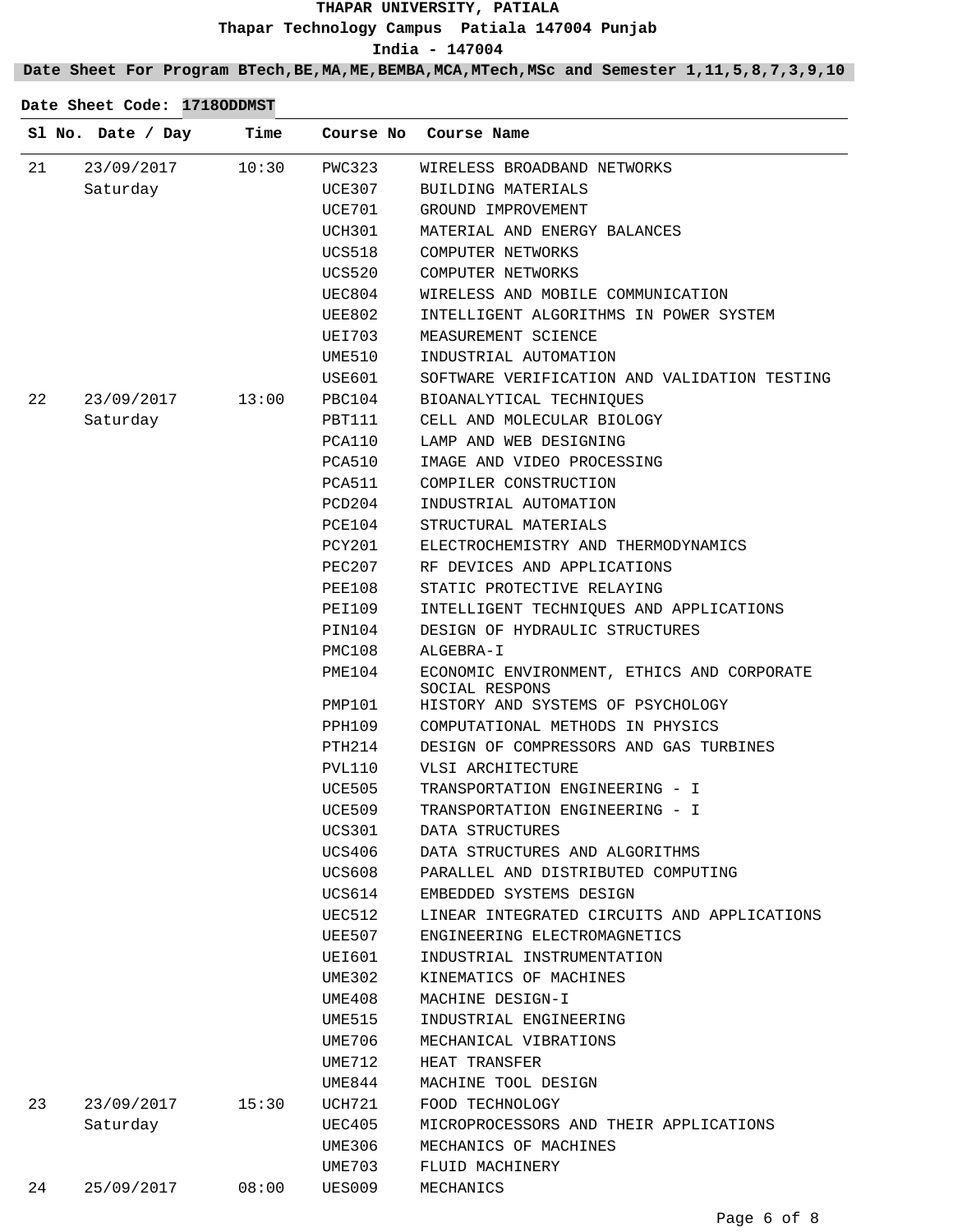**THAPAR UNIVERSITY, PATIALA**

**Thapar Technology Campus Patiala 147004 Punjab**

**India - 147004**

**Date Sheet For Program BTech,BE,MA,ME,BEMBA,MCA,MTech,MSc and Semester 1,11,5,8,7,3,9,10**

**Date Sheet Code: 1718ODDMST**

| Sl No. | Date / Day | Time | Course No | Course Name |
|---|---|---|---|---|
| 21 | 23/09/2017 Saturday | 10:30 | PWC323 | WIRELESS BROADBAND NETWORKS |
| | | | UCE307 | BUILDING MATERIALS |
| | | | UCE701 | GROUND IMPROVEMENT |
| | | | UCH301 | MATERIAL AND ENERGY BALANCES |
| | | | UCS518 | COMPUTER NETWORKS |
| | | | UCS520 | COMPUTER NETWORKS |
| | | | UEC804 | WIRELESS AND MOBILE COMMUNICATION |
| | | | UEE802 | INTELLIGENT ALGORITHMS IN POWER SYSTEM |
| | | | UEI703 | MEASUREMENT SCIENCE |
| | | | UME510 | INDUSTRIAL AUTOMATION |
| | | | USE601 | SOFTWARE VERIFICATION AND VALIDATION TESTING |
| 22 | 23/09/2017 Saturday | 13:00 | PBC104 | BIOANALYTICAL TECHNIQUES |
| | | | PBT111 | CELL AND MOLECULAR BIOLOGY |
| | | | PCA110 | LAMP AND WEB DESIGNING |
| | | | PCA510 | IMAGE AND VIDEO PROCESSING |
| | | | PCA511 | COMPILER CONSTRUCTION |
| | | | PCD204 | INDUSTRIAL AUTOMATION |
| | | | PCE104 | STRUCTURAL MATERIALS |
| | | | PCY201 | ELECTROCHEMISTRY AND THERMODYNAMICS |
| | | | PEC207 | RF DEVICES AND APPLICATIONS |
| | | | PEE108 | STATIC PROTECTIVE RELAYING |
| | | | PEI109 | INTELLIGENT TECHNIQUES AND APPLICATIONS |
| | | | PIN104 | DESIGN OF HYDRAULIC STRUCTURES |
| | | | PMC108 | ALGEBRA-I |
| | | | PME104 | ECONOMIC ENVIRONMENT, ETHICS AND CORPORATE SOCIAL RESPONS |
| | | | PMP101 | HISTORY AND SYSTEMS OF PSYCHOLOGY |
| | | | PPH109 | COMPUTATIONAL METHODS IN PHYSICS |
| | | | PTH214 | DESIGN OF COMPRESSORS AND GAS TURBINES |
| | | | PVL110 | VLSI ARCHITECTURE |
| | | | UCE505 | TRANSPORTATION ENGINEERING - I |
| | | | UCE509 | TRANSPORTATION ENGINEERING - I |
| | | | UCS301 | DATA STRUCTURES |
| | | | UCS406 | DATA STRUCTURES AND ALGORITHMS |
| | | | UCS608 | PARALLEL AND DISTRIBUTED COMPUTING |
| | | | UCS614 | EMBEDDED SYSTEMS DESIGN |
| | | | UEC512 | LINEAR INTEGRATED CIRCUITS AND APPLICATIONS |
| | | | UEE507 | ENGINEERING ELECTROMAGNETICS |
| | | | UEI601 | INDUSTRIAL INSTRUMENTATION |
| | | | UME302 | KINEMATICS OF MACHINES |
| | | | UME408 | MACHINE DESIGN-I |
| | | | UME515 | INDUSTRIAL ENGINEERING |
| | | | UME706 | MECHANICAL VIBRATIONS |
| | | | UME712 | HEAT TRANSFER |
| | | | UME844 | MACHINE TOOL DESIGN |
| 23 | 23/09/2017 Saturday | 15:30 | UCH721 | FOOD TECHNOLOGY |
| | | | UEC405 | MICROPROCESSORS AND THEIR APPLICATIONS |
| | | | UME306 | MECHANICS OF MACHINES |
| | | | UME703 | FLUID MACHINERY |
| 24 | 25/09/2017 | 08:00 | UES009 | MECHANICS |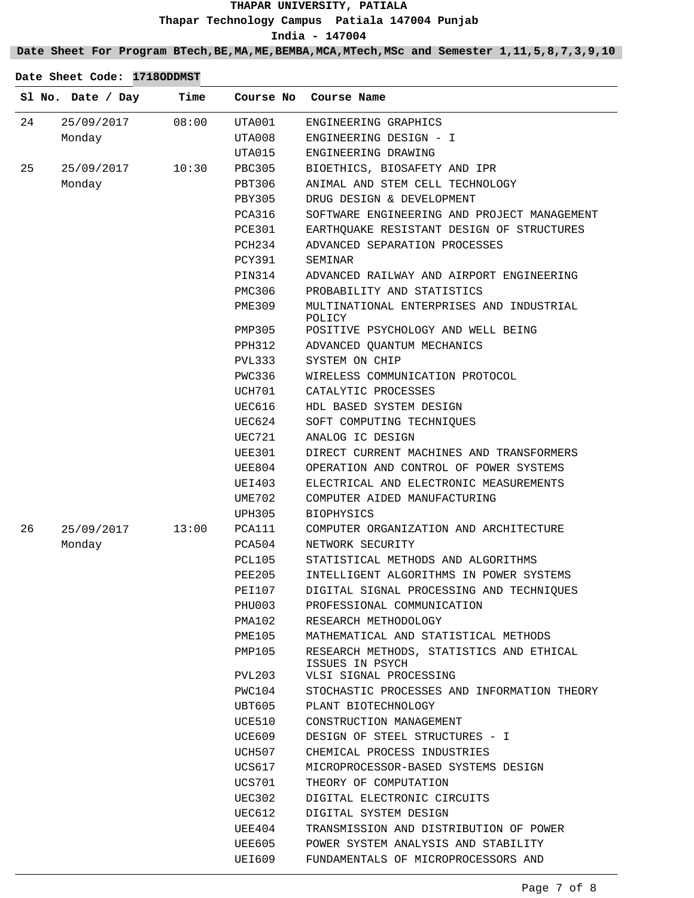**THAPAR UNIVERSITY, PATIALA**

**Thapar Technology Campus Patiala 147004 Punjab**

**India - 147004**

**Date Sheet For Program BTech,BE,MA,ME,BEMBA,MCA,MTech,MSc and Semester 1,11,5,8,7,3,9,10**

**Date Sheet Code: 1718ODDMST**

| Sl No. | Date / Day | Time | Course No | Course Name |
|---|---|---|---|---|
| 24 | 25/09/2017 Monday | 08:00 | UTA001 | ENGINEERING GRAPHICS |
| | | | UTA008 | ENGINEERING DESIGN - I |
| | | | UTA015 | ENGINEERING DRAWING |
| 25 | 25/09/2017 Monday | 10:30 | PBC305 | BIOETHICS, BIOSAFETY AND IPR |
| | | | PBT306 | ANIMAL AND STEM CELL TECHNOLOGY |
| | | | PBY305 | DRUG DESIGN & DEVELOPMENT |
| | | | PCA316 | SOFTWARE ENGINEERING AND PROJECT MANAGEMENT |
| | | | PCE301 | EARTHQUAKE RESISTANT DESIGN OF STRUCTURES |
| | | | PCH234 | ADVANCED SEPARATION PROCESSES |
| | | | PCY391 | SEMINAR |
| | | | PIN314 | ADVANCED RAILWAY AND AIRPORT ENGINEERING |
| | | | PMC306 | PROBABILITY AND STATISTICS |
| | | | PME309 | MULTINATIONAL ENTERPRISES AND INDUSTRIAL POLICY |
| | | | PMP305 | POSITIVE PSYCHOLOGY AND WELL BEING |
| | | | PPH312 | ADVANCED QUANTUM MECHANICS |
| | | | PVL333 | SYSTEM ON CHIP |
| | | | PWC336 | WIRELESS COMMUNICATION PROTOCOL |
| | | | UCH701 | CATALYTIC PROCESSES |
| | | | UEC616 | HDL BASED SYSTEM DESIGN |
| | | | UEC624 | SOFT COMPUTING TECHNIQUES |
| | | | UEC721 | ANALOG IC DESIGN |
| | | | UEE301 | DIRECT CURRENT MACHINES AND TRANSFORMERS |
| | | | UEE804 | OPERATION AND CONTROL OF POWER SYSTEMS |
| | | | UEI403 | ELECTRICAL AND ELECTRONIC MEASUREMENTS |
| | | | UME702 | COMPUTER AIDED MANUFACTURING |
| | | | UPH305 | BIOPHYSICS |
| 26 | 25/09/2017 Monday | 13:00 | PCA111 | COMPUTER ORGANIZATION AND ARCHITECTURE |
| | | | PCA504 | NETWORK SECURITY |
| | | | PCL105 | STATISTICAL METHODS AND ALGORITHMS |
| | | | PEE205 | INTELLIGENT ALGORITHMS IN POWER SYSTEMS |
| | | | PEI107 | DIGITAL SIGNAL PROCESSING AND TECHNIQUES |
| | | | PHU003 | PROFESSIONAL COMMUNICATION |
| | | | PMA102 | RESEARCH METHODOLOGY |
| | | | PME105 | MATHEMATICAL AND STATISTICAL METHODS |
| | | | PMP105 | RESEARCH METHODS, STATISTICS AND ETHICAL ISSUES IN PSYCH |
| | | | PVL203 | VLSI SIGNAL PROCESSING |
| | | | PWC104 | STOCHASTIC PROCESSES AND INFORMATION THEORY |
| | | | UBT605 | PLANT BIOTECHNOLOGY |
| | | | UCE510 | CONSTRUCTION MANAGEMENT |
| | | | UCE609 | DESIGN OF STEEL STRUCTURES - I |
| | | | UCH507 | CHEMICAL PROCESS INDUSTRIES |
| | | | UCS617 | MICROPROCESSOR-BASED SYSTEMS DESIGN |
| | | | UCS701 | THEORY OF COMPUTATION |
| | | | UEC302 | DIGITAL ELECTRONIC CIRCUITS |
| | | | UEC612 | DIGITAL SYSTEM DESIGN |
| | | | UEE404 | TRANSMISSION AND DISTRIBUTION OF POWER |
| | | | UEE605 | POWER SYSTEM ANALYSIS AND STABILITY |
| | | | UEI609 | FUNDAMENTALS OF MICROPROCESSORS AND |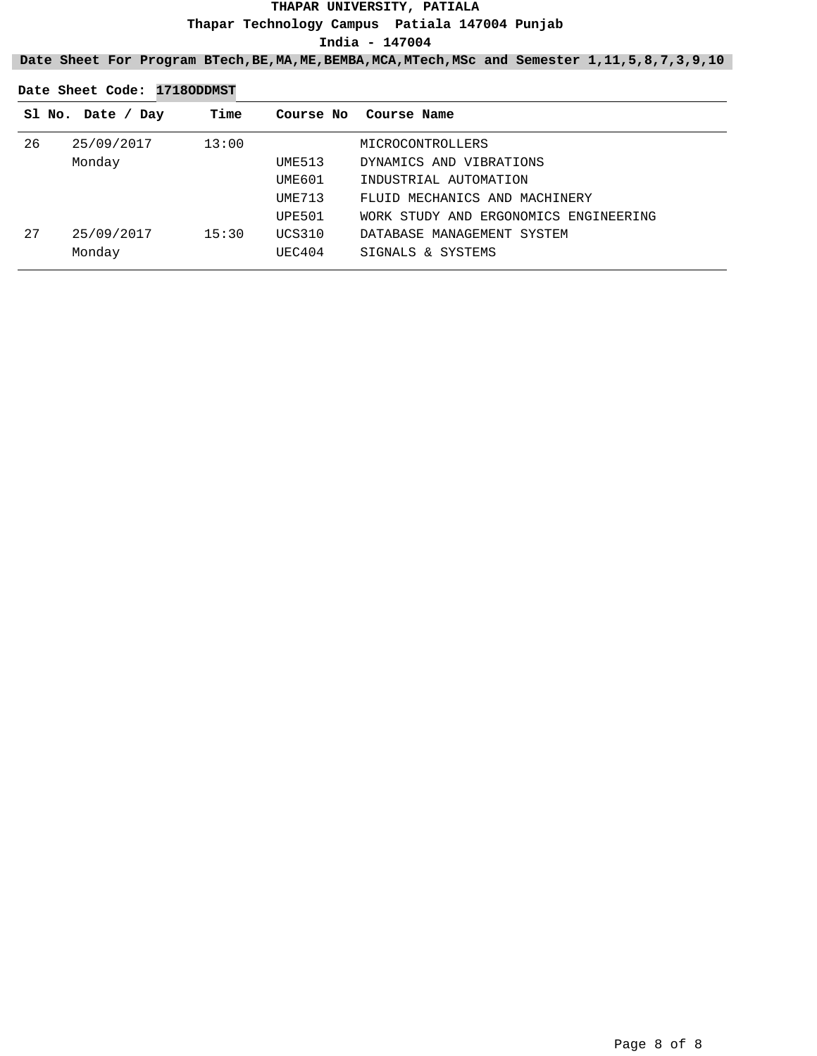**THAPAR UNIVERSITY, PATIALA**

**Thapar Technology Campus Patiala 147004 Punjab**

**India - 147004**

**Date Sheet For Program BTech,BE,MA,ME,BEMBA,MCA,MTech,MSc and Semester 1,11,5,8,7,3,9,10**

**Date Sheet Code: 1718ODDMST**

| Sl No. | Date / Day | Time | Course No | Course Name |
|---|---|---|---|---|
| 26 | 25/09/2017 | 13:00 | | MICROCONTROLLERS |
| | Monday | | UME513 | DYNAMICS AND VIBRATIONS |
| | | | UME601 | INDUSTRIAL AUTOMATION |
| | | | UME713 | FLUID MECHANICS AND MACHINERY |
| | | | UPE501 | WORK STUDY AND ERGONOMICS ENGINEERING |
| 27 | 25/09/2017 | 15:30 | UCS310 | DATABASE MANAGEMENT SYSTEM |
| | Monday | | UEC404 | SIGNALS & SYSTEMS |